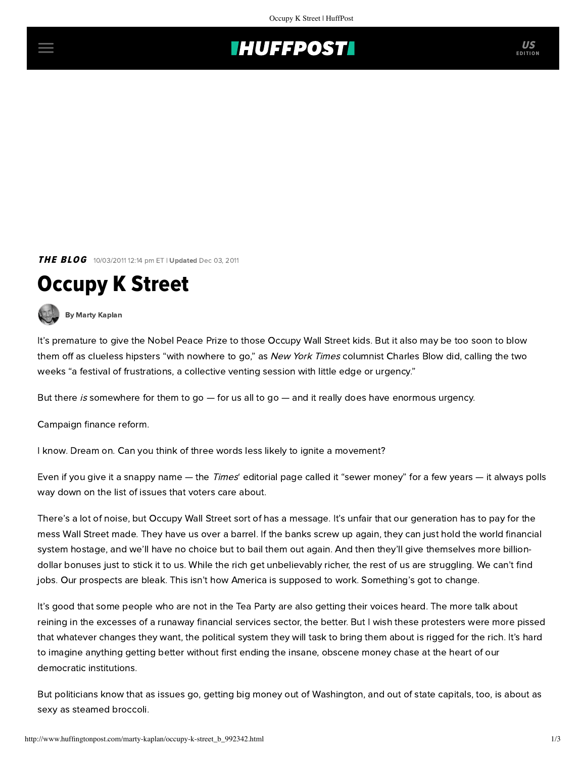**THE BLOG** 10/03/2011 12:14 pm ET | **Updated** Dec 03, 2011

# Occupy K Street

By Marty Kaplan

It's premature to give the Nobel Peace Prize to those Occupy Wall Street kids. But it also may be too soon to blow them off as clueless hipsters "with nowhere to go," as *New York Times* columnist Charles Blow did, calling the two weeks "a festival of frustrations, a collective venting session with little edge or urgency."

But there *is* somewhere for them to go — for us all to go — and it really does have enormous urgency.

Campaign finance reform.

I know. Dream on. Can you think of three words less likely to ignite a movement?

Even if you give it a snappy name — the *Times*' editorial page called it "sewer money" for a few years — it always polls way down on the list of issues that voters care about.

There's a lot of noise, but Occupy Wall Street sort of has a message. It's unfair that our generation has to pay for the mess Wall Street made. They have us over a barrel. If the banks screw up again, they can just hold the world financial system hostage, and we'll have no choice but to bail them out again. And then they'll give themselves more billion-dollar bonuses just to stick it to us. While the rich get unbelievably richer, the rest of us are struggling. We can't find jobs. Our prospects are bleak. This isn't how America is supposed to work. Something's got to change.

It's good that some people who are not in the Tea Party are also getting their voices heard. The more talk about reining in the excesses of a runaway financial services sector, the better. But I wish these protesters were more pissed that whatever changes they want, the political system they will task to bring them about is rigged for the rich. It's hard to imagine anything getting better without first ending the insane, obscene money chase at the heart of our democratic institutions.

But politicians know that as issues go, getting big money out of Washington, and out of state capitals, too, is about as sexy as steamed broccoli.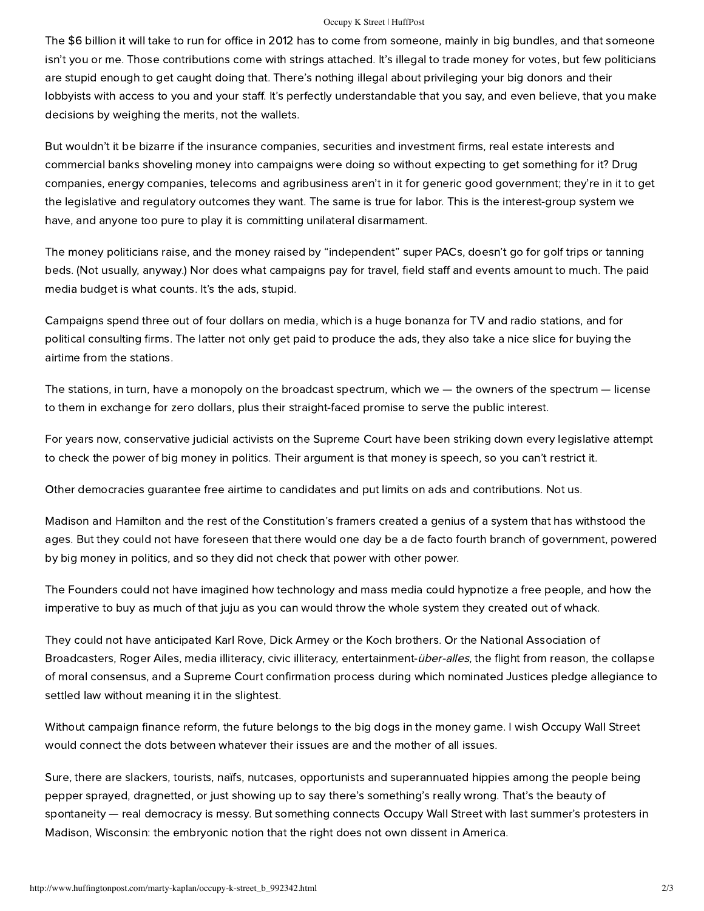The $6 billion it will take to run for office in 2012 has to come from someone, mainly in big bundles, and that someone isn't you or me. Those contributions come with strings attached. It's illegal to trade money for votes, but few politicians are stupid enough to get caught doing that. There's nothing illegal about privileging your big donors and their lobbyists with access to you and your staff. It's perfectly understandable that you say, and even believe, that you make decisions by weighing the merits, not the wallets.

But wouldn't it be bizarre if the insurance companies, securities and investment firms, real estate interests and commercial banks shoveling money into campaigns were doing so without expecting to get something for it? Drug companies, energy companies, telecoms and agribusiness aren't in it for generic good government; they're in it to get the legislative and regulatory outcomes they want. The same is true for labor. This is the interest-group system we have, and anyone too pure to play it is committing unilateral disarmament.

The money politicians raise, and the money raised by "independent" super PACs, doesn't go for golf trips or tanning beds. (Not usually, anyway.) Nor does what campaigns pay for travel, field staff and events amount to much. The paid media budget is what counts. It's the ads, stupid.

Campaigns spend three out of four dollars on media, which is a huge bonanza for TV and radio stations, and for political consulting firms. The latter not only get paid to produce the ads, they also take a nice slice for buying the airtime from the stations.

The stations, in turn, have a monopoly on the broadcast spectrum, which we — the owners of the spectrum — license to them in exchange for zero dollars, plus their straight-faced promise to serve the public interest.

For years now, conservative judicial activists on the Supreme Court have been striking down every legislative attempt to check the power of big money in politics. Their argument is that money is speech, so you can't restrict it.

Other democracies guarantee free airtime to candidates and put limits on ads and contributions. Not us.

Madison and Hamilton and the rest of the Constitution's framers created a genius of a system that has withstood the ages. But they could not have foreseen that there would one day be a de facto fourth branch of government, powered by big money in politics, and so they did not check that power with other power.

The Founders could not have imagined how technology and mass media could hypnotize a free people, and how the imperative to buy as much of that juju as you can would throw the whole system they created out of whack.

They could not have anticipated Karl Rove, Dick Armey or the Koch brothers. Or the National Association of Broadcasters, Roger Ailes, media illiteracy, civic illiteracy, entertainment-*über-alles*, the flight from reason, the collapse of moral consensus, and a Supreme Court confirmation process during which nominated Justices pledge allegiance to settled law without meaning it in the slightest.

Without campaign finance reform, the future belongs to the big dogs in the money game. I wish Occupy Wall Street would connect the dots between whatever their issues are and the mother of all issues.

Sure, there are slackers, tourists, naïfs, nutcases, opportunists and superannuated hippies among the people being pepper sprayed, dragnetted, or just showing up to say there's something's really wrong. That's the beauty of spontaneity — real democracy is messy. But something connects Occupy Wall Street with last summer's protesters in Madison, Wisconsin: the embryonic notion that the right does not own dissent in America.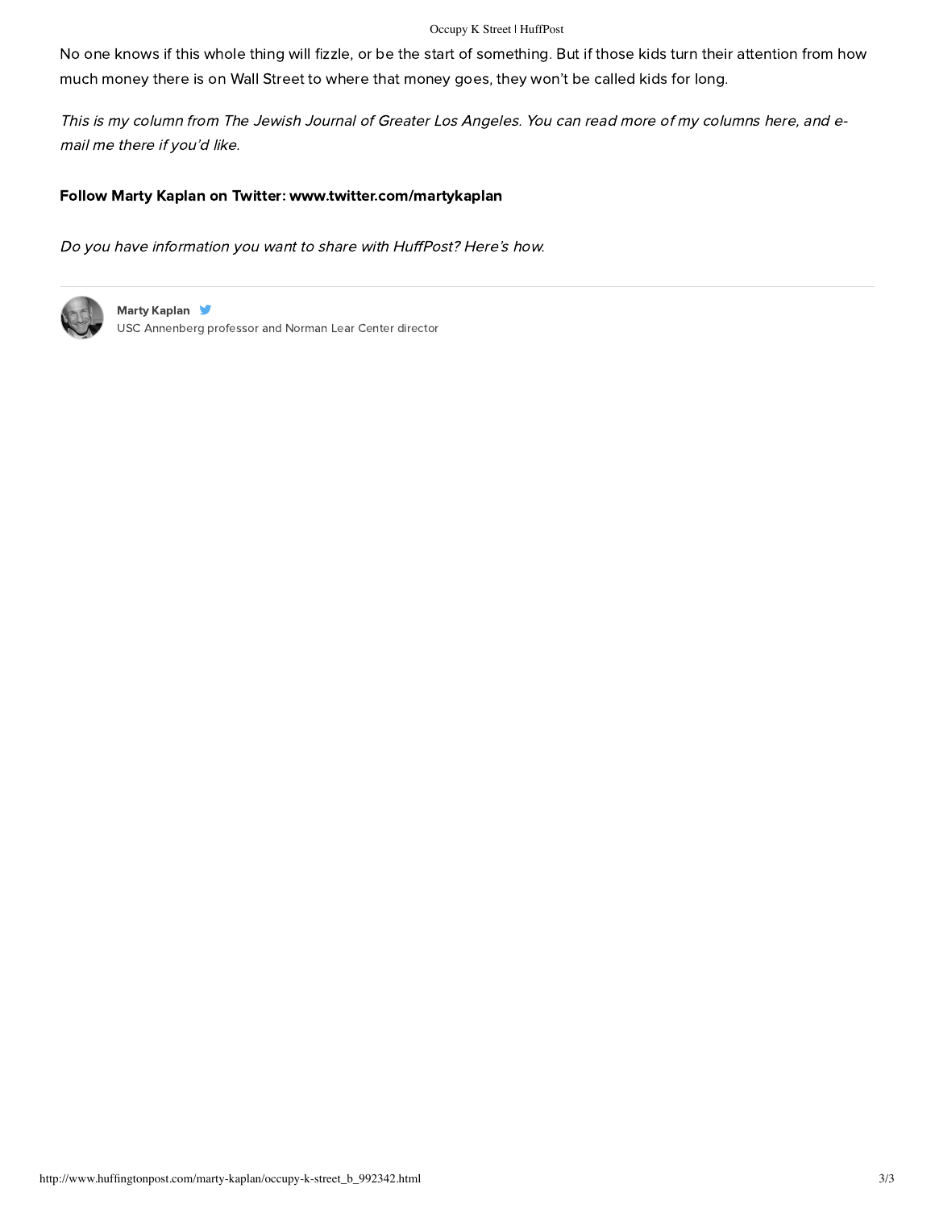No one knows if this whole thing will fizzle, or be the start of something. But if those kids turn their attention from how much money there is on Wall Street to where that money goes, they won't be called kids for long.

*This is my column from The Jewish Journal of Greater Los Angeles. You can read more of my columns here, and e-mail me there if you'd like.*

**Follow Marty Kaplan on Twitter: www.twitter.com/martykaplan**

*Do you have information you want to share with HuffPost? Here's how.*

---

**Marty Kaplan**

USC Annenberg professor and Norman Lear Center director